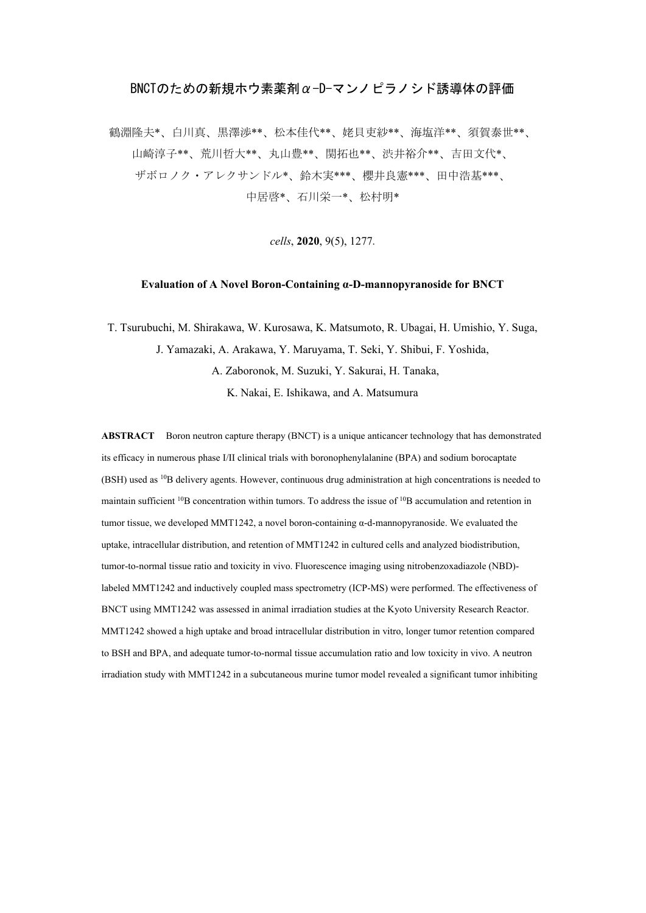# BNCTのための新規ホウ素薬剤α-D-マンノピラノシド誘導体の評価

鶴淵隆夫*、白川真、黒澤渉**、松本佳代**、姥貝吏紗**、海塩洋**、須賀泰世**、
山崎淳子**、荒川哲大**、丸山豊**、関拓也**、渋井裕介**、吉田文代*、
ザボロノク・アレクサンドル*、鈴木実***、櫻井良憲***、田中浩基***、
中居啓*、石川栄一*、松村明*

*cells*, **2020**, 9(5), 1277.

**Evaluation of A Novel Boron-Containing α-D-mannopyranoside for BNCT**

T. Tsurubuchi, M. Shirakawa, W. Kurosawa, K. Matsumoto, R. Ubagai, H. Umishio, Y. Suga,
J. Yamazaki, A. Arakawa, Y. Maruyama, T. Seki, Y. Shibui, F. Yoshida,
A. Zaboronok, M. Suzuki, Y. Sakurai, H. Tanaka,
K. Nakai, E. Ishikawa, and A. Matsumura

**ABSTRACT** Boron neutron capture therapy (BNCT) is a unique anticancer technology that has demonstrated its efficacy in numerous phase I/II clinical trials with boronophenylalanine (BPA) and sodium borocaptate (BSH) used as $^{10}B$ delivery agents. However, continuous drug administration at high concentrations is needed to maintain sufficient $^{10}B$ concentration within tumors. To address the issue of $^{10}B$ accumulation and retention in tumor tissue, we developed MMT1242, a novel boron-containing α-d-mannopyranoside. We evaluated the uptake, intracellular distribution, and retention of MMT1242 in cultured cells and analyzed biodistribution, tumor-to-normal tissue ratio and toxicity in vivo. Fluorescence imaging using nitrobenzoxadiazole (NBD)-labeled MMT1242 and inductively coupled mass spectrometry (ICP-MS) were performed. The effectiveness of BNCT using MMT1242 was assessed in animal irradiation studies at the Kyoto University Research Reactor. MMT1242 showed a high uptake and broad intracellular distribution in vitro, longer tumor retention compared to BSH and BPA, and adequate tumor-to-normal tissue accumulation ratio and low toxicity in vivo. A neutron irradiation study with MMT1242 in a subcutaneous murine tumor model revealed a significant tumor inhibiting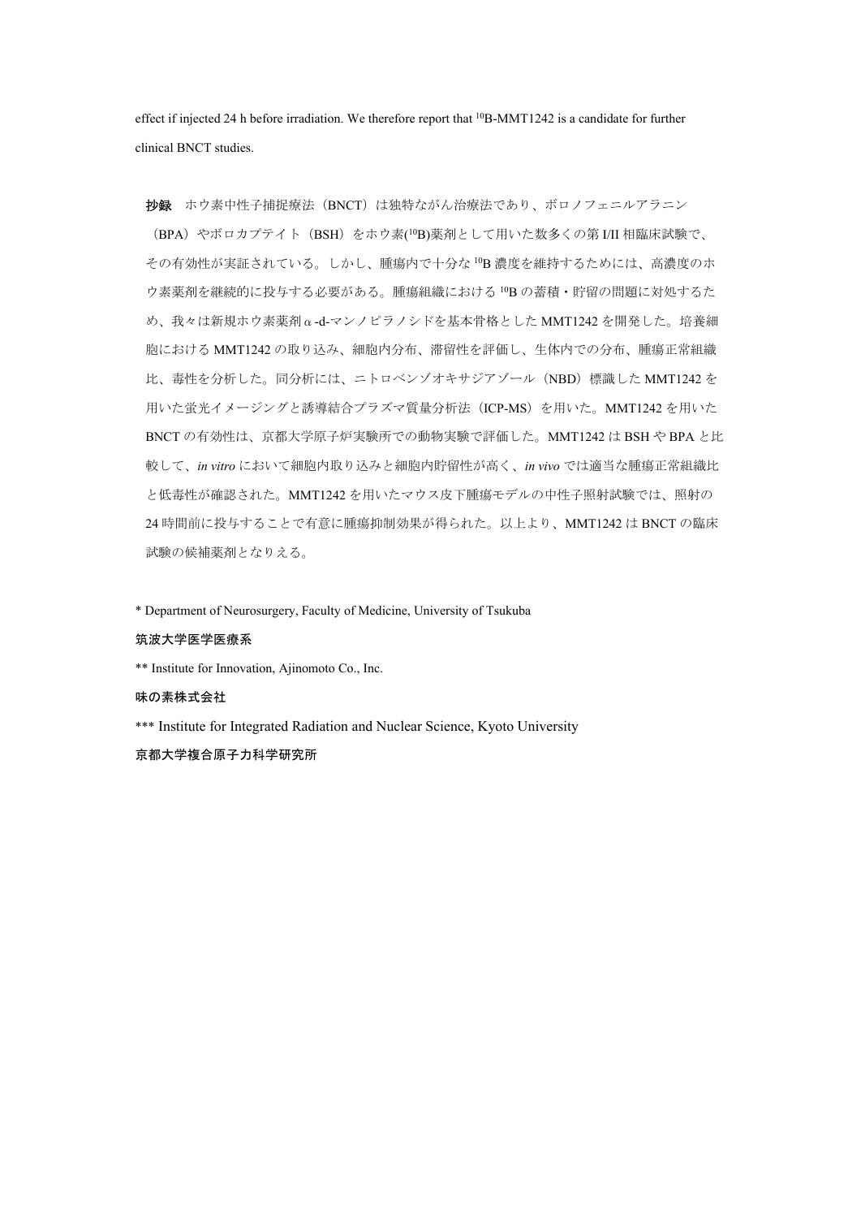effect if injected 24 h before irradiation. We therefore report that $^{10}$B-MMT1242 is a candidate for further clinical BNCT studies.

**抄録**　ホウ素中性子捕捉療法（BNCT）は独特ながん治療法であり、ボロノフェニルアラニン（BPA）やボロカプテイト（BSH）をホウ素($^{10}$B)薬剤として用いた数多くの第 I/II 相臨床試験で、その有効性が実証されている。しかし、腫瘍内で十分な $^{10}$B 濃度を維持するためには、高濃度のホウ素薬剤を継続的に投与する必要がある。腫瘍組織における $^{10}$B の蓄積・貯留の問題に対処するため、我々は新規ホウ素薬剤α-d-マンノピラノシドを基本骨格とした MMT1242 を開発した。培養細胞における MMT1242 の取り込み、細胞内分布、滞留性を評価し、生体内での分布、腫瘍正常組織比、毒性を分析した。同分析には、ニトロベンゾオキサジアゾール（NBD）標識した MMT1242 を用いた蛍光イメージングと誘導結合プラズマ質量分析法（ICP-MS）を用いた。MMT1242 を用いた BNCT の有効性は、京都大学原子炉実験所での動物実験で評価した。MMT1242 は BSH や BPA と比較して、*in vitro* において細胞内取り込みと細胞内貯留性が高く、*in vivo* では適当な腫瘍正常組織比と低毒性が確認された。MMT1242 を用いたマウス皮下腫瘍モデルの中性子照射試験では、照射の 24 時間前に投与することで有意に腫瘍抑制効果が得られた。以上より、MMT1242 は BNCT の臨床試験の候補薬剤となりえる。

* Department of Neurosurgery, Faculty of Medicine, University of Tsukuba

筑波大学医学医療系

** Institute for Innovation, Ajinomoto Co., Inc.

味の素株式会社

*** Institute for Integrated Radiation and Nuclear Science, Kyoto University

京都大学複合原子力科学研究所